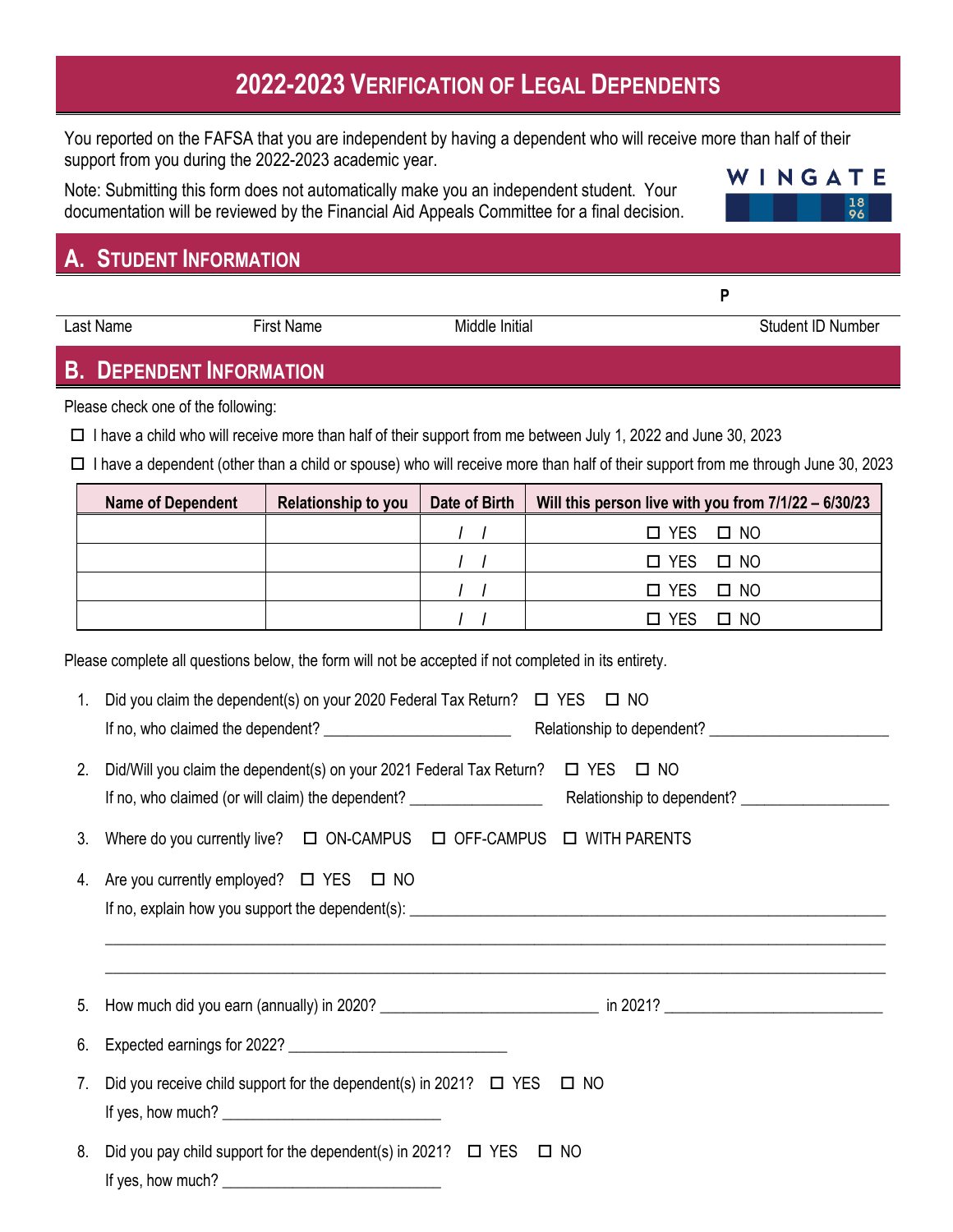# 2022-2023 Verification of Legal Dependents

You reported on the FAFSA that you are independent by having a dependent who will receive more than half of their support from you during the 2022-2023 academic year.

Note: Submitting this form does not automatically make you an independent student. Your documentation will be reviewed by the Financial Aid Appeals Committee for a final decision.

WINGATE 1896

## A. Student Information

| Last Name | First Name | Middle Initial | Student ID Number |
|---|---|---|---|
| | | | P |

## B. Dependent Information

Please check one of the following:

☐ I have a child who will receive more than half of their support from me between July 1, 2022 and June 30, 2023

☐ I have a dependent (other than a child or spouse) who will receive more than half of their support from me through June 30, 2023

| Name of Dependent | Relationship to you | Date of Birth | Will this person live with you from 7/1/22 – 6/30/23 |
|---|---|---|---|
| | | / / | ☐ YES ☐ NO |
| | | / / | ☐ YES ☐ NO |
| | | / / | ☐ YES ☐ NO |
| | | / / | ☐ YES ☐ NO |

Please complete all questions below, the form will not be accepted if not completed in its entirety.

1. Did you claim the dependent(s) on your 2020 Federal Tax Return? ☐ YES ☐ NO

   If no, who claimed the dependent? _______________________ Relationship to dependent? _______________________

2. Did/Will you claim the dependent(s) on your 2021 Federal Tax Return? ☐ YES ☐ NO

   If no, who claimed (or will claim) the dependent? ________________ Relationship to dependent? __________________

3. Where do you currently live? ☐ ON-CAMPUS ☐ OFF-CAMPUS ☐ WITH PARENTS

4. Are you currently employed? ☐ YES ☐ NO

   If no, explain how you support the dependent(s): ______________________________________________________________

   ______________________________________________________________________________________________

   ______________________________________________________________________________________________

5. How much did you earn (annually) in 2020? ___________________________ in 2021? ___________________________

6. Expected earnings for 2022? ___________________________

7. Did you receive child support for the dependent(s) in 2021? ☐ YES ☐ NO

   If yes, how much? ___________________________

8. Did you pay child support for the dependent(s) in 2021? ☐ YES ☐ NO

   If yes, how much? ___________________________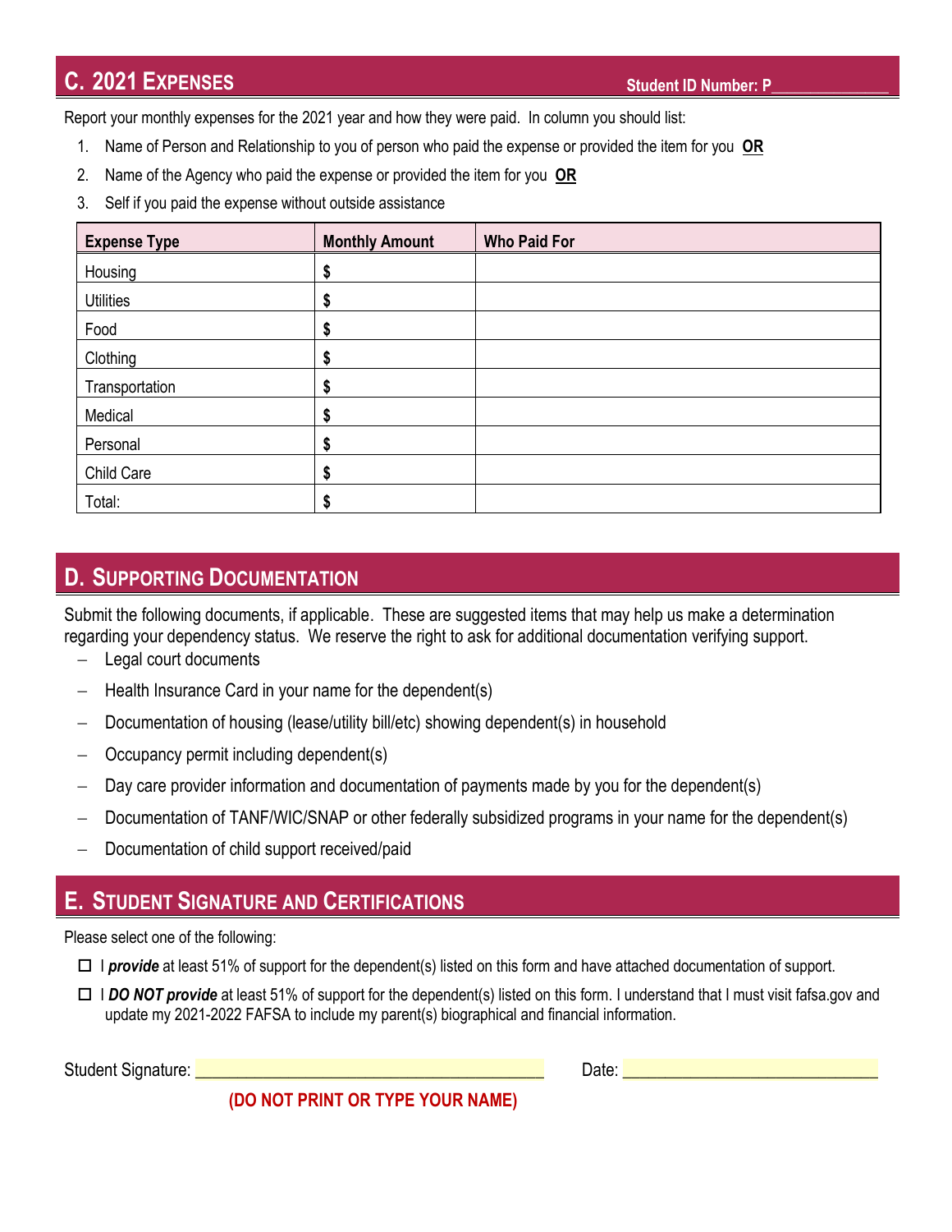## C. 2021 EXPENSES

**Student ID Number: P_____________**

Report your monthly expenses for the 2021 year and how they were paid. In column you should list:

1. Name of Person and Relationship to you of person who paid the expense or provided the item for you **OR**
2. Name of the Agency who paid the expense or provided the item for you **OR**
3. Self if you paid the expense without outside assistance

| Expense Type | Monthly Amount | Who Paid For |
|---|---|---|
| Housing | $ | |
| Utilities | $ | |
| Food | $ | |
| Clothing | $ | |
| Transportation | $ | |
| Medical | $ | |
| Personal | $ | |
| Child Care | $ | |
| Total: | $ | |

## D. SUPPORTING DOCUMENTATION

Submit the following documents, if applicable. These are suggested items that may help us make a determination regarding your dependency status. We reserve the right to ask for additional documentation verifying support.

- Legal court documents
- Health Insurance Card in your name for the dependent(s)
- Documentation of housing (lease/utility bill/etc) showing dependent(s) in household
- Occupancy permit including dependent(s)
- Day care provider information and documentation of payments made by you for the dependent(s)
- Documentation of TANF/WIC/SNAP or other federally subsidized programs in your name for the dependent(s)
- Documentation of child support received/paid

## E. STUDENT SIGNATURE AND CERTIFICATIONS

Please select one of the following:

☐ I ***provide*** at least 51% of support for the dependent(s) listed on this form and have attached documentation of support.

☐ I ***DO NOT provide*** at least 51% of support for the dependent(s) listed on this form. I understand that I must visit fafsa.gov and update my 2021-2022 FAFSA to include my parent(s) biographical and financial information.

Student Signature: ________________________________________ Date: ____________________________

**(DO NOT PRINT OR TYPE YOUR NAME)**